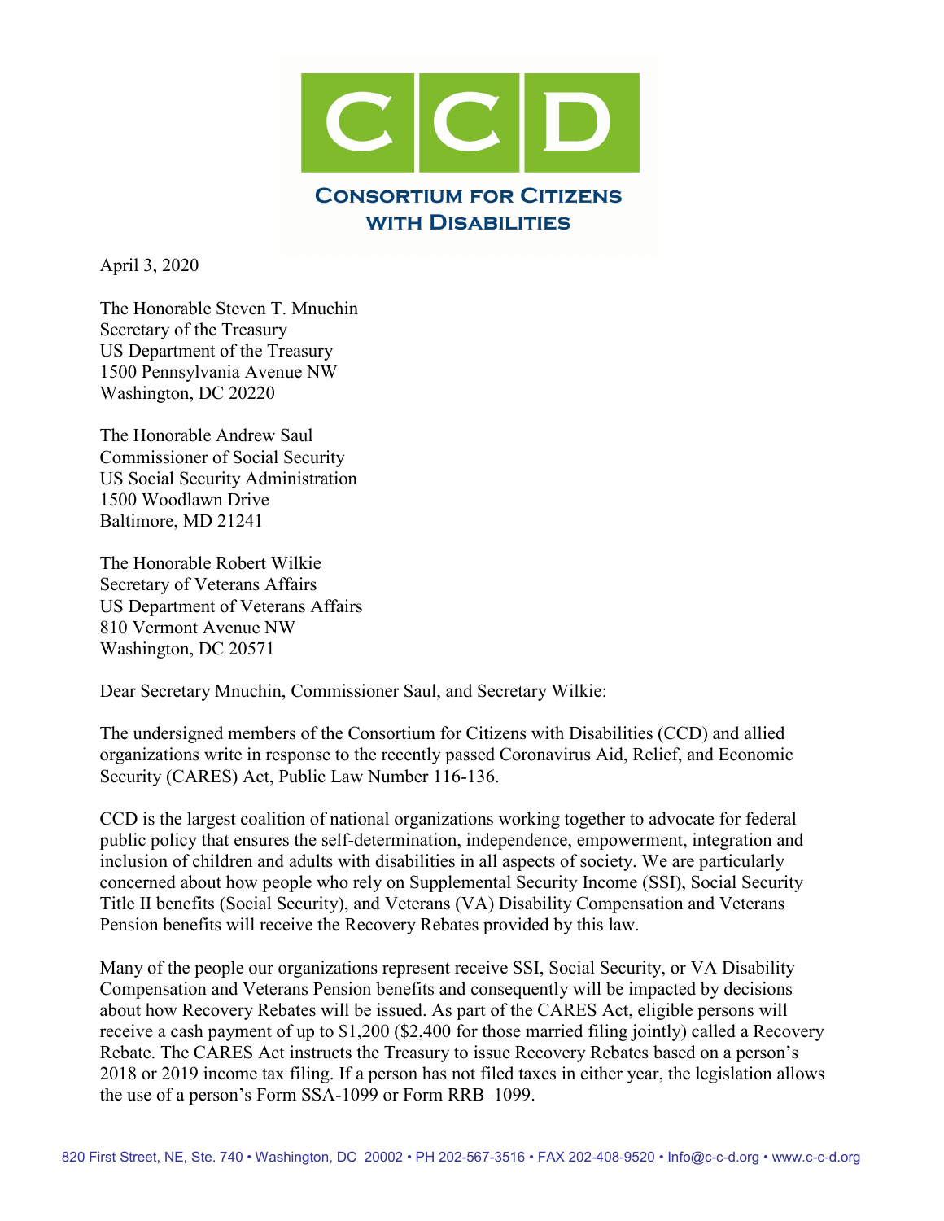# CONSORTIUM FOR CITIZENS WITH DISABILITIES

April 3, 2020

The Honorable Steven T. Mnuchin
Secretary of the Treasury
US Department of the Treasury
1500 Pennsylvania Avenue NW
Washington, DC 20220

The Honorable Andrew Saul
Commissioner of Social Security
US Social Security Administration
1500 Woodlawn Drive
Baltimore, MD 21241

The Honorable Robert Wilkie
Secretary of Veterans Affairs
US Department of Veterans Affairs
810 Vermont Avenue NW
Washington, DC 20571

Dear Secretary Mnuchin, Commissioner Saul, and Secretary Wilkie:

The undersigned members of the Consortium for Citizens with Disabilities (CCD) and allied organizations write in response to the recently passed Coronavirus Aid, Relief, and Economic Security (CARES) Act, Public Law Number 116-136.

CCD is the largest coalition of national organizations working together to advocate for federal public policy that ensures the self-determination, independence, empowerment, integration and inclusion of children and adults with disabilities in all aspects of society. We are particularly concerned about how people who rely on Supplemental Security Income (SSI), Social Security Title II benefits (Social Security), and Veterans (VA) Disability Compensation and Veterans Pension benefits will receive the Recovery Rebates provided by this law.

Many of the people our organizations represent receive SSI, Social Security, or VA Disability Compensation and Veterans Pension benefits and consequently will be impacted by decisions about how Recovery Rebates will be issued. As part of the CARES Act, eligible persons will receive a cash payment of up to $1,200 ($2,400 for those married filing jointly) called a Recovery Rebate. The CARES Act instructs the Treasury to issue Recovery Rebates based on a person's 2018 or 2019 income tax filing. If a person has not filed taxes in either year, the legislation allows the use of a person's Form SSA-1099 or Form RRB–1099.

820 First Street, NE, Ste. 740 • Washington, DC 20002 • PH 202-567-3516 • FAX 202-408-9520 • Info@c-c-d.org • www.c-c-d.org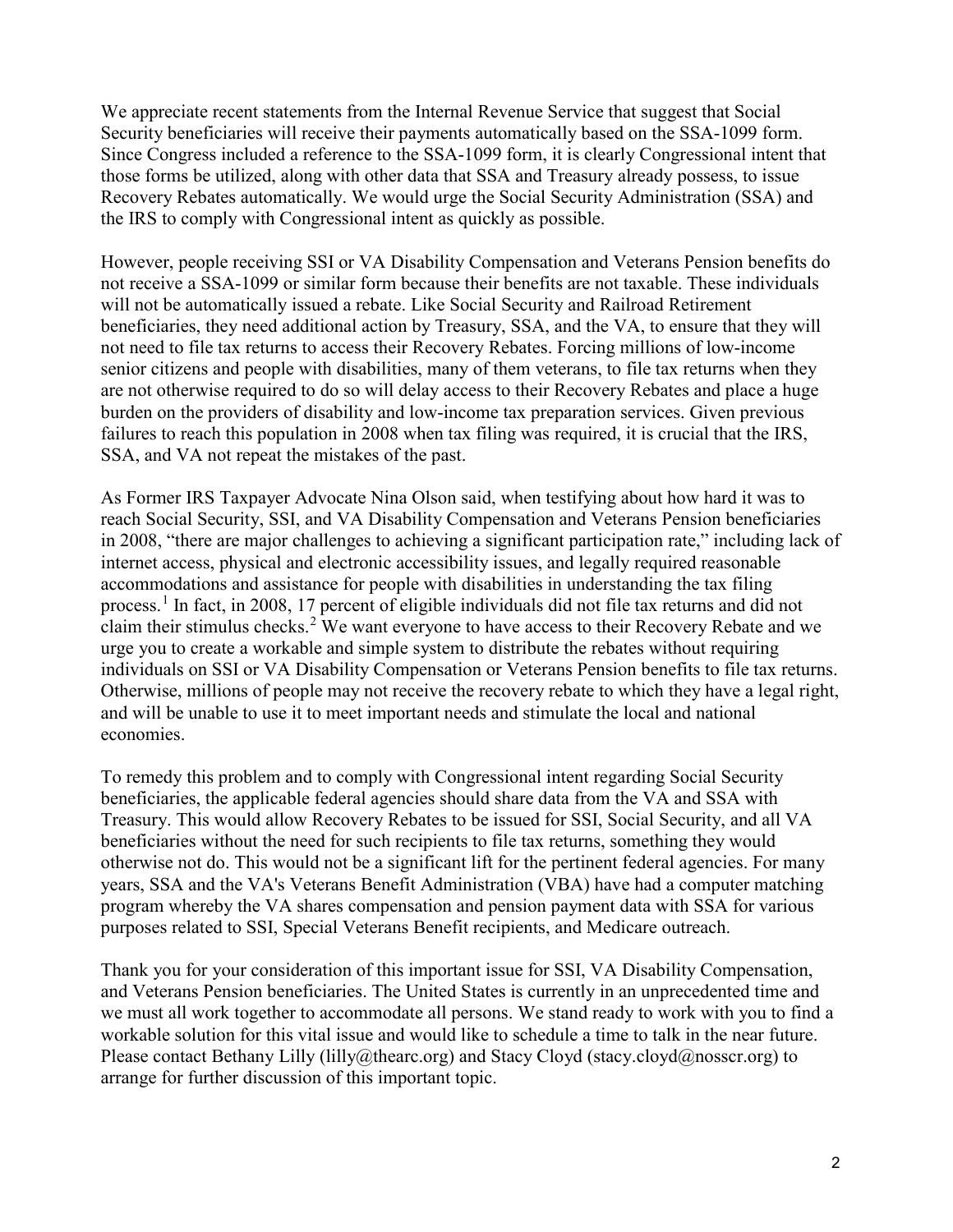We appreciate recent statements from the Internal Revenue Service that suggest that Social Security beneficiaries will receive their payments automatically based on the SSA-1099 form. Since Congress included a reference to the SSA-1099 form, it is clearly Congressional intent that those forms be utilized, along with other data that SSA and Treasury already possess, to issue Recovery Rebates automatically. We would urge the Social Security Administration (SSA) and the IRS to comply with Congressional intent as quickly as possible.

However, people receiving SSI or VA Disability Compensation and Veterans Pension benefits do not receive a SSA-1099 or similar form because their benefits are not taxable. These individuals will not be automatically issued a rebate. Like Social Security and Railroad Retirement beneficiaries, they need additional action by Treasury, SSA, and the VA, to ensure that they will not need to file tax returns to access their Recovery Rebates. Forcing millions of low-income senior citizens and people with disabilities, many of them veterans, to file tax returns when they are not otherwise required to do so will delay access to their Recovery Rebates and place a huge burden on the providers of disability and low-income tax preparation services. Given previous failures to reach this population in 2008 when tax filing was required, it is crucial that the IRS, SSA, and VA not repeat the mistakes of the past.

As Former IRS Taxpayer Advocate Nina Olson said, when testifying about how hard it was to reach Social Security, SSI, and VA Disability Compensation and Veterans Pension beneficiaries in 2008, "there are major challenges to achieving a significant participation rate," including lack of internet access, physical and electronic accessibility issues, and legally required reasonable accommodations and assistance for people with disabilities in understanding the tax filing process.[1] In fact, in 2008, 17 percent of eligible individuals did not file tax returns and did not claim their stimulus checks.[2] We want everyone to have access to their Recovery Rebate and we urge you to create a workable and simple system to distribute the rebates without requiring individuals on SSI or VA Disability Compensation or Veterans Pension benefits to file tax returns. Otherwise, millions of people may not receive the recovery rebate to which they have a legal right, and will be unable to use it to meet important needs and stimulate the local and national economies.

To remedy this problem and to comply with Congressional intent regarding Social Security beneficiaries, the applicable federal agencies should share data from the VA and SSA with Treasury. This would allow Recovery Rebates to be issued for SSI, Social Security, and all VA beneficiaries without the need for such recipients to file tax returns, something they would otherwise not do. This would not be a significant lift for the pertinent federal agencies. For many years, SSA and the VA's Veterans Benefit Administration (VBA) have had a computer matching program whereby the VA shares compensation and pension payment data with SSA for various purposes related to SSI, Special Veterans Benefit recipients, and Medicare outreach.

Thank you for your consideration of this important issue for SSI, VA Disability Compensation, and Veterans Pension beneficiaries. The United States is currently in an unprecedented time and we must all work together to accommodate all persons. We stand ready to work with you to find a workable solution for this vital issue and would like to schedule a time to talk in the near future. Please contact Bethany Lilly (lilly@thearc.org) and Stacy Cloyd (stacy.cloyd@nosscr.org) to arrange for further discussion of this important topic.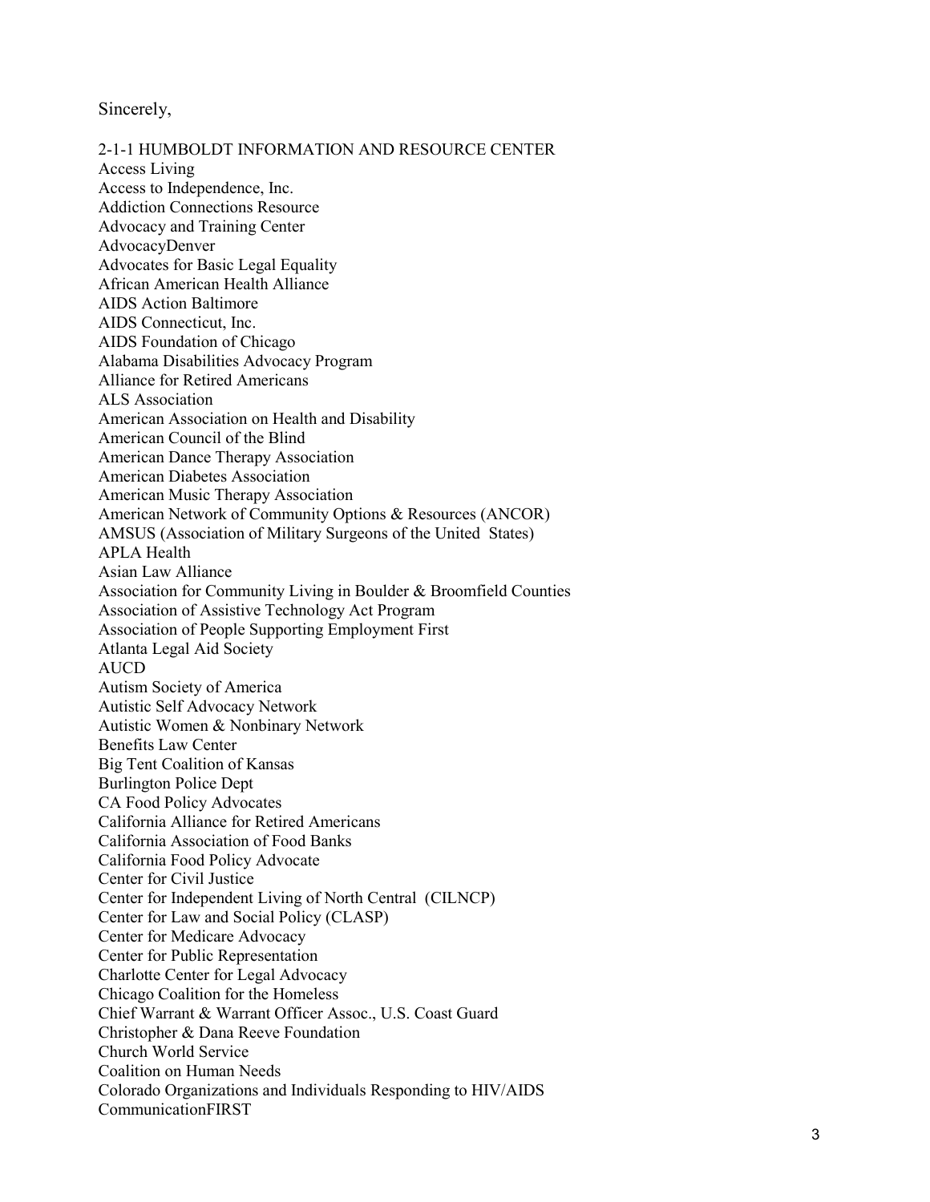Sincerely,

2-1-1 HUMBOLDT INFORMATION AND RESOURCE CENTER
Access Living
Access to Independence, Inc.
Addiction Connections Resource
Advocacy and Training Center
AdvocacyDenver
Advocates for Basic Legal Equality
African American Health Alliance
AIDS Action Baltimore
AIDS Connecticut, Inc.
AIDS Foundation of Chicago
Alabama Disabilities Advocacy Program
Alliance for Retired Americans
ALS Association
American Association on Health and Disability
American Council of the Blind
American Dance Therapy Association
American Diabetes Association
American Music Therapy Association
American Network of Community Options & Resources (ANCOR)
AMSUS (Association of Military Surgeons of the United States)
APLA Health
Asian Law Alliance
Association for Community Living in Boulder & Broomfield Counties
Association of Assistive Technology Act Program
Association of People Supporting Employment First
Atlanta Legal Aid Society
AUCD
Autism Society of America
Autistic Self Advocacy Network
Autistic Women & Nonbinary Network
Benefits Law Center
Big Tent Coalition of Kansas
Burlington Police Dept
CA Food Policy Advocates
California Alliance for Retired Americans
California Association of Food Banks
California Food Policy Advocate
Center for Civil Justice
Center for Independent Living of North Central (CILNCP)
Center for Law and Social Policy (CLASP)
Center for Medicare Advocacy
Center for Public Representation
Charlotte Center for Legal Advocacy
Chicago Coalition for the Homeless
Chief Warrant & Warrant Officer Assoc., U.S. Coast Guard
Christopher & Dana Reeve Foundation
Church World Service
Coalition on Human Needs
Colorado Organizations and Individuals Responding to HIV/AIDS
CommunicationFIRST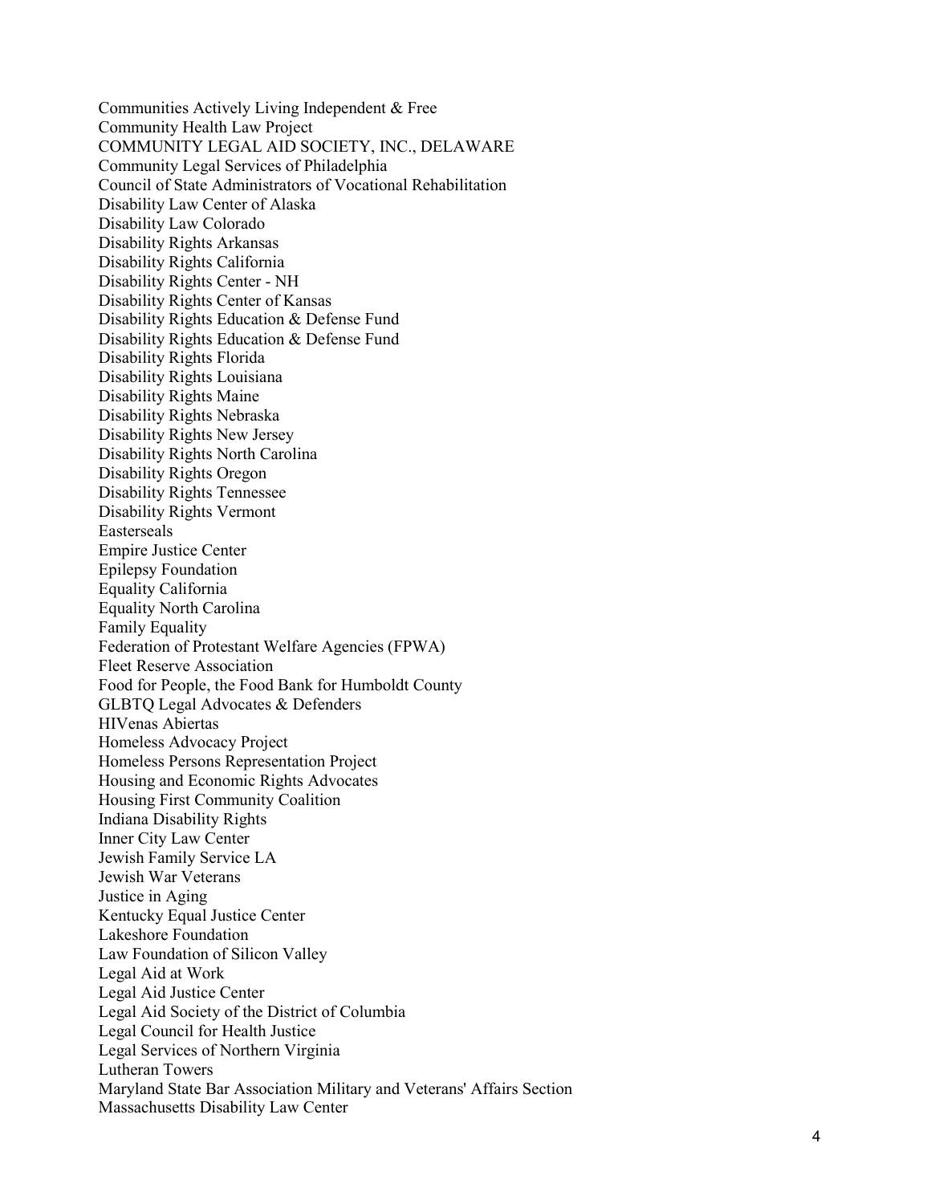Communities Actively Living Independent & Free
Community Health Law Project
COMMUNITY LEGAL AID SOCIETY, INC., DELAWARE
Community Legal Services of Philadelphia
Council of State Administrators of Vocational Rehabilitation
Disability Law Center of Alaska
Disability Law Colorado
Disability Rights Arkansas
Disability Rights California
Disability Rights Center - NH
Disability Rights Center of Kansas
Disability Rights Education & Defense Fund
Disability Rights Education & Defense Fund
Disability Rights Florida
Disability Rights Louisiana
Disability Rights Maine
Disability Rights Nebraska
Disability Rights New Jersey
Disability Rights North Carolina
Disability Rights Oregon
Disability Rights Tennessee
Disability Rights Vermont
Easterseals
Empire Justice Center
Epilepsy Foundation
Equality California
Equality North Carolina
Family Equality
Federation of Protestant Welfare Agencies (FPWA)
Fleet Reserve Association
Food for People, the Food Bank for Humboldt County
GLBTQ Legal Advocates & Defenders
HIVenas Abiertas
Homeless Advocacy Project
Homeless Persons Representation Project
Housing and Economic Rights Advocates
Housing First Community Coalition
Indiana Disability Rights
Inner City Law Center
Jewish Family Service LA
Jewish War Veterans
Justice in Aging
Kentucky Equal Justice Center
Lakeshore Foundation
Law Foundation of Silicon Valley
Legal Aid at Work
Legal Aid Justice Center
Legal Aid Society of the District of Columbia
Legal Council for Health Justice
Legal Services of Northern Virginia
Lutheran Towers
Maryland State Bar Association Military and Veterans' Affairs Section
Massachusetts Disability Law Center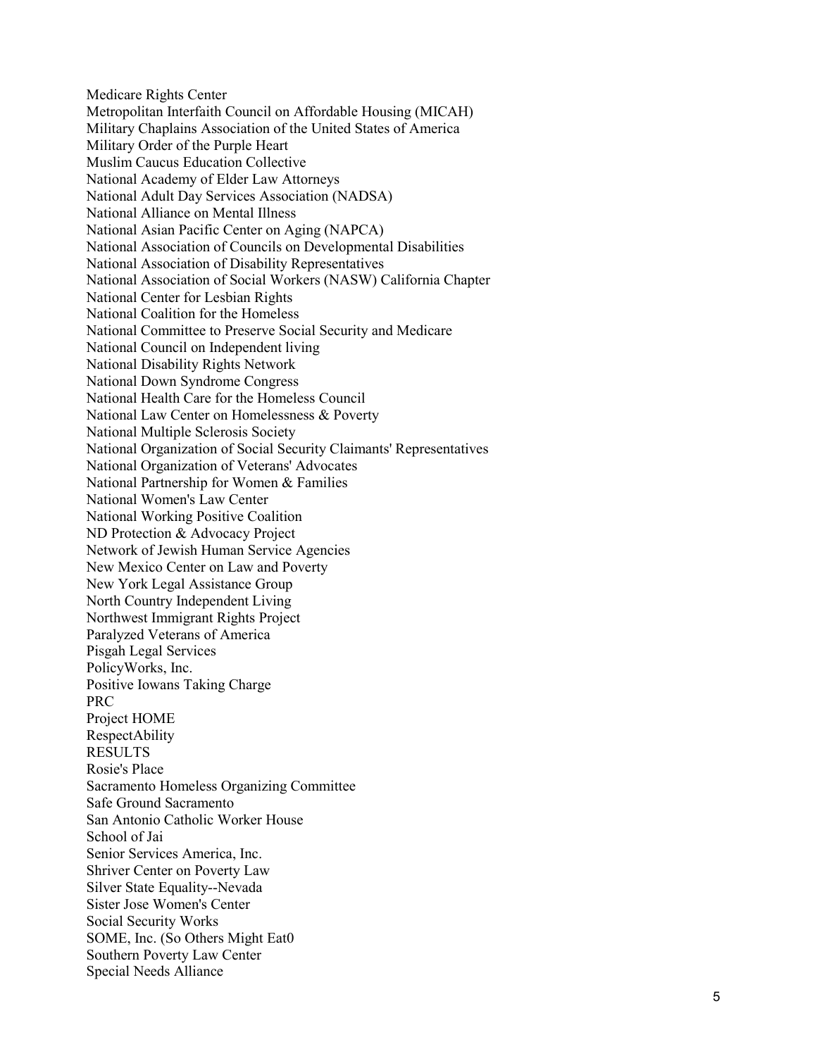Medicare Rights Center
Metropolitan Interfaith Council on Affordable Housing (MICAH)
Military Chaplains Association of the United States of America
Military Order of the Purple Heart
Muslim Caucus Education Collective
National Academy of Elder Law Attorneys
National Adult Day Services Association (NADSA)
National Alliance on Mental Illness
National Asian Pacific Center on Aging (NAPCA)
National Association of Councils on Developmental Disabilities
National Association of Disability Representatives
National Association of Social Workers (NASW) California Chapter
National Center for Lesbian Rights
National Coalition for the Homeless
National Committee to Preserve Social Security and Medicare
National Council on Independent living
National Disability Rights Network
National Down Syndrome Congress
National Health Care for the Homeless Council
National Law Center on Homelessness & Poverty
National Multiple Sclerosis Society
National Organization of Social Security Claimants' Representatives
National Organization of Veterans' Advocates
National Partnership for Women & Families
National Women's Law Center
National Working Positive Coalition
ND Protection & Advocacy Project
Network of Jewish Human Service Agencies
New Mexico Center on Law and Poverty
New York Legal Assistance Group
North Country Independent Living
Northwest Immigrant Rights Project
Paralyzed Veterans of America
Pisgah Legal Services
PolicyWorks, Inc.
Positive Iowans Taking Charge
PRC
Project HOME
RespectAbility
RESULTS
Rosie's Place
Sacramento Homeless Organizing Committee
Safe Ground Sacramento
San Antonio Catholic Worker House
School of Jai
Senior Services America, Inc.
Shriver Center on Poverty Law
Silver State Equality--Nevada
Sister Jose Women's Center
Social Security Works
SOME, Inc. (So Others Might Eat0
Southern Poverty Law Center
Special Needs Alliance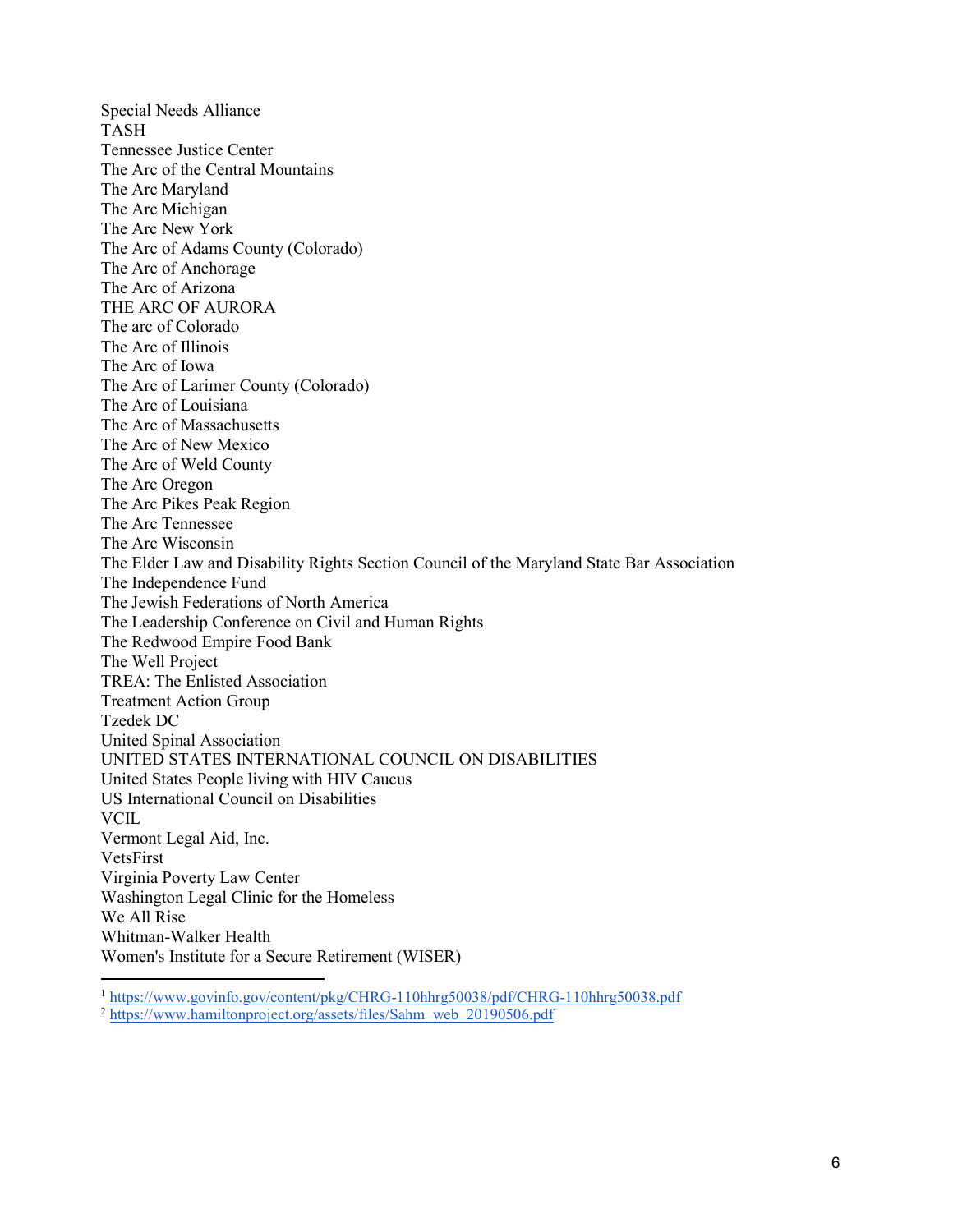Special Needs Alliance
TASH
Tennessee Justice Center
The Arc of the Central Mountains
The Arc Maryland
The Arc Michigan
The Arc New York
The Arc of Adams County (Colorado)
The Arc of Anchorage
The Arc of Arizona
THE ARC OF AURORA
The arc of Colorado
The Arc of Illinois
The Arc of Iowa
The Arc of Larimer County (Colorado)
The Arc of Louisiana
The Arc of Massachusetts
The Arc of New Mexico
The Arc of Weld County
The Arc Oregon
The Arc Pikes Peak Region
The Arc Tennessee
The Arc Wisconsin
The Elder Law and Disability Rights Section Council of the Maryland State Bar Association
The Independence Fund
The Jewish Federations of North America
The Leadership Conference on Civil and Human Rights
The Redwood Empire Food Bank
The Well Project
TREA: The Enlisted Association
Treatment Action Group
Tzedek DC
United Spinal Association
UNITED STATES INTERNATIONAL COUNCIL ON DISABILITIES
United States People living with HIV Caucus
US International Council on Disabilities
VCIL
Vermont Legal Aid, Inc.
VetsFirst
Virginia Poverty Law Center
Washington Legal Clinic for the Homeless
We All Rise
Whitman-Walker Health
Women's Institute for a Secure Retirement (WISER)

---

[1] https://www.govinfo.gov/content/pkg/CHRG-110hhrg50038/pdf/CHRG-110hhrg50038.pdf
[2] https://www.hamiltonproject.org/assets/files/Sahm_web_20190506.pdf